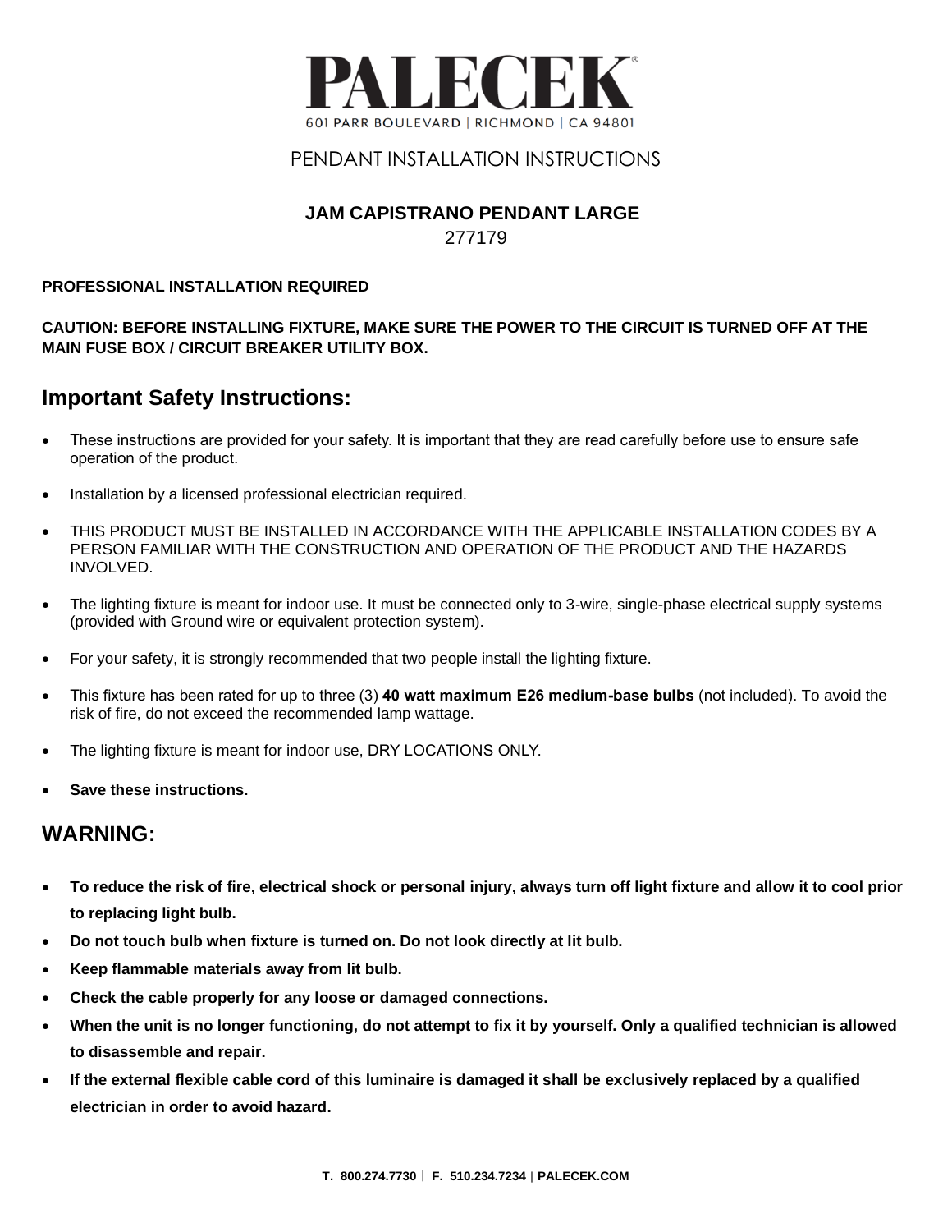# PALECEK®

601 PARR BOULEVARD | RICHMOND | CA 94801

PENDANT INSTALLATION INSTRUCTIONS

**JAM CAPISTRANO PENDANT LARGE**

277179

**PROFESSIONAL INSTALLATION REQUIRED**

**CAUTION: BEFORE INSTALLING FIXTURE, MAKE SURE THE POWER TO THE CIRCUIT IS TURNED OFF AT THE MAIN FUSE BOX / CIRCUIT BREAKER UTILITY BOX.**

## Important Safety Instructions:

- These instructions are provided for your safety. It is important that they are read carefully before use to ensure safe operation of the product.
- Installation by a licensed professional electrician required.
- THIS PRODUCT MUST BE INSTALLED IN ACCORDANCE WITH THE APPLICABLE INSTALLATION CODES BY A PERSON FAMILIAR WITH THE CONSTRUCTION AND OPERATION OF THE PRODUCT AND THE HAZARDS INVOLVED.
- The lighting fixture is meant for indoor use. It must be connected only to 3-wire, single-phase electrical supply systems (provided with Ground wire or equivalent protection system).
- For your safety, it is strongly recommended that two people install the lighting fixture.
- This fixture has been rated for up to three (3) **40 watt maximum E26 medium-base bulbs** (not included). To avoid the risk of fire, do not exceed the recommended lamp wattage.
- The lighting fixture is meant for indoor use, DRY LOCATIONS ONLY.
- **Save these instructions.**

## WARNING:

- **To reduce the risk of fire, electrical shock or personal injury, always turn off light fixture and allow it to cool prior to replacing light bulb.**
- **Do not touch bulb when fixture is turned on. Do not look directly at lit bulb.**
- **Keep flammable materials away from lit bulb.**
- **Check the cable properly for any loose or damaged connections.**
- **When the unit is no longer functioning, do not attempt to fix it by yourself. Only a qualified technician is allowed to disassemble and repair.**
- **If the external flexible cable cord of this luminaire is damaged it shall be exclusively replaced by a qualified electrician in order to avoid hazard.**

**T. 800.274.7730 | F. 510.234.7234 | PALECEK.COM**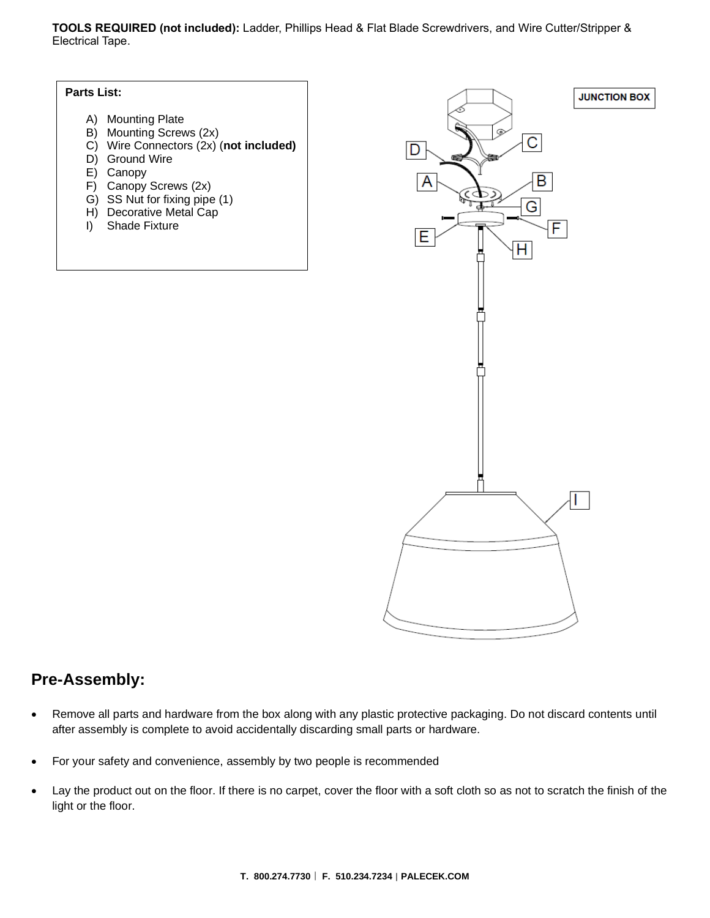**TOOLS REQUIRED (not included):** Ladder, Phillips Head & Flat Blade Screwdrivers, and Wire Cutter/Stripper & Electrical Tape.

**Parts List:**

A) Mounting Plate
B) Mounting Screws (2x)
C) Wire Connectors (2x) (**not included)**
D) Ground Wire
E) Canopy
F) Canopy Screws (2x)
G) SS Nut for fixing pipe (1)
H) Decorative Metal Cap
I) Shade Fixture

JUNCTION BOX

D C A B G F E H I

## Pre-Assembly:

- Remove all parts and hardware from the box along with any plastic protective packaging. Do not discard contents until after assembly is complete to avoid accidentally discarding small parts or hardware.
- For your safety and convenience, assembly by two people is recommended
- Lay the product out on the floor. If there is no carpet, cover the floor with a soft cloth so as not to scratch the finish of the light or the floor.

**T. 800.274.7730 | F. 510.234.7234 | PALECEK.COM**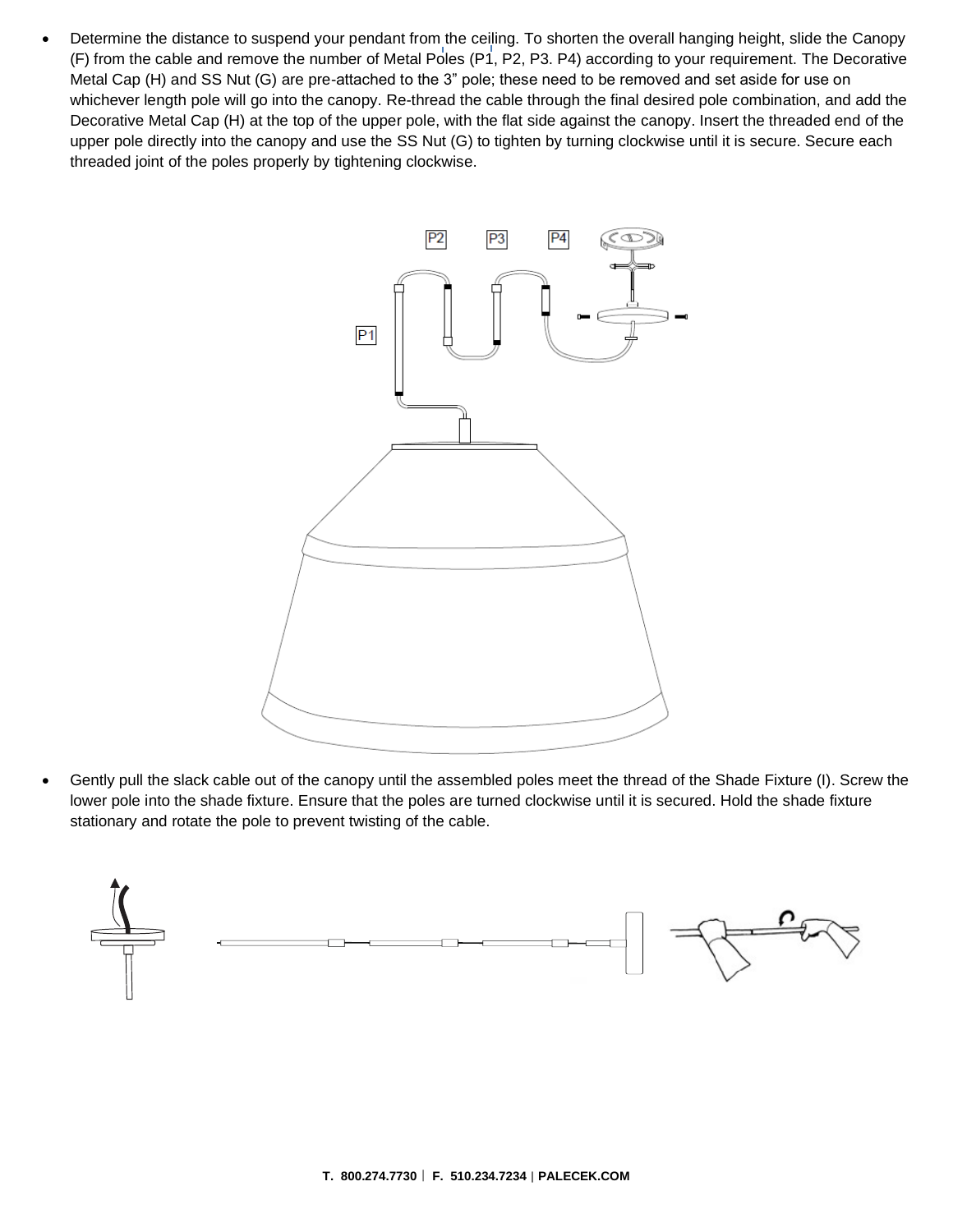- Determine the distance to suspend your pendant from the ceiling. To shorten the overall hanging height, slide the Canopy (F) from the cable and remove the number of Metal Poles (P1, P2, P3. P4) according to your requirement. The Decorative Metal Cap (H) and SS Nut (G) are pre-attached to the 3" pole; these need to be removed and set aside for use on whichever length pole will go into the canopy. Re-thread the cable through the final desired pole combination, and add the Decorative Metal Cap (H) at the top of the upper pole, with the flat side against the canopy. Insert the threaded end of the upper pole directly into the canopy and use the SS Nut (G) to tighten by turning clockwise until it is secure. Secure each threaded joint of the poles properly by tightening clockwise.

P2

P3

P4

P1

- Gently pull the slack cable out of the canopy until the assembled poles meet the thread of the Shade Fixture (I). Screw the lower pole into the shade fixture. Ensure that the poles are turned clockwise until it is secured. Hold the shade fixture stationary and rotate the pole to prevent twisting of the cable.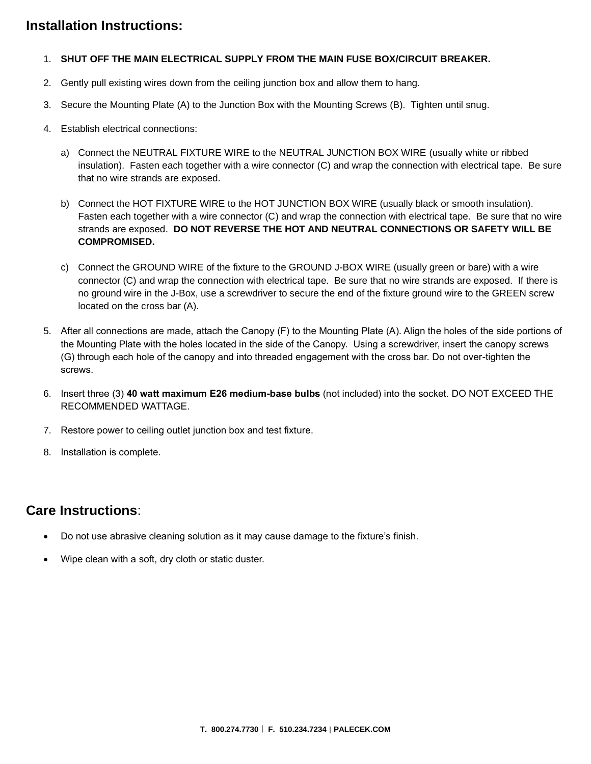## Installation Instructions:

1. **SHUT OFF THE MAIN ELECTRICAL SUPPLY FROM THE MAIN FUSE BOX/CIRCUIT BREAKER.**
2. Gently pull existing wires down from the ceiling junction box and allow them to hang.
3. Secure the Mounting Plate (A) to the Junction Box with the Mounting Screws (B). Tighten until snug.
4. Establish electrical connections:
   a) Connect the NEUTRAL FIXTURE WIRE to the NEUTRAL JUNCTION BOX WIRE (usually white or ribbed insulation). Fasten each together with a wire connector (C) and wrap the connection with electrical tape. Be sure that no wire strands are exposed.

   b) Connect the HOT FIXTURE WIRE to the HOT JUNCTION BOX WIRE (usually black or smooth insulation). Fasten each together with a wire connector (C) and wrap the connection with electrical tape. Be sure that no wire strands are exposed. **DO NOT REVERSE THE HOT AND NEUTRAL CONNECTIONS OR SAFETY WILL BE COMPROMISED.**

   c) Connect the GROUND WIRE of the fixture to the GROUND J-BOX WIRE (usually green or bare) with a wire connector (C) and wrap the connection with electrical tape. Be sure that no wire strands are exposed. If there is no ground wire in the J-Box, use a screwdriver to secure the end of the fixture ground wire to the GREEN screw located on the cross bar (A).
5. After all connections are made, attach the Canopy (F) to the Mounting Plate (A). Align the holes of the side portions of the Mounting Plate with the holes located in the side of the Canopy. Using a screwdriver, insert the canopy screws (G) through each hole of the canopy and into threaded engagement with the cross bar. Do not over-tighten the screws.
6. Insert three (3) **40 watt maximum E26 medium-base bulbs** (not included) into the socket. DO NOT EXCEED THE RECOMMENDED WATTAGE.
7. Restore power to ceiling outlet junction box and test fixture.
8. Installation is complete.

## Care Instructions:

- Do not use abrasive cleaning solution as it may cause damage to the fixture's finish.
- Wipe clean with a soft, dry cloth or static duster.

**T. 800.274.7730 | F. 510.234.7234 | PALECEK.COM**